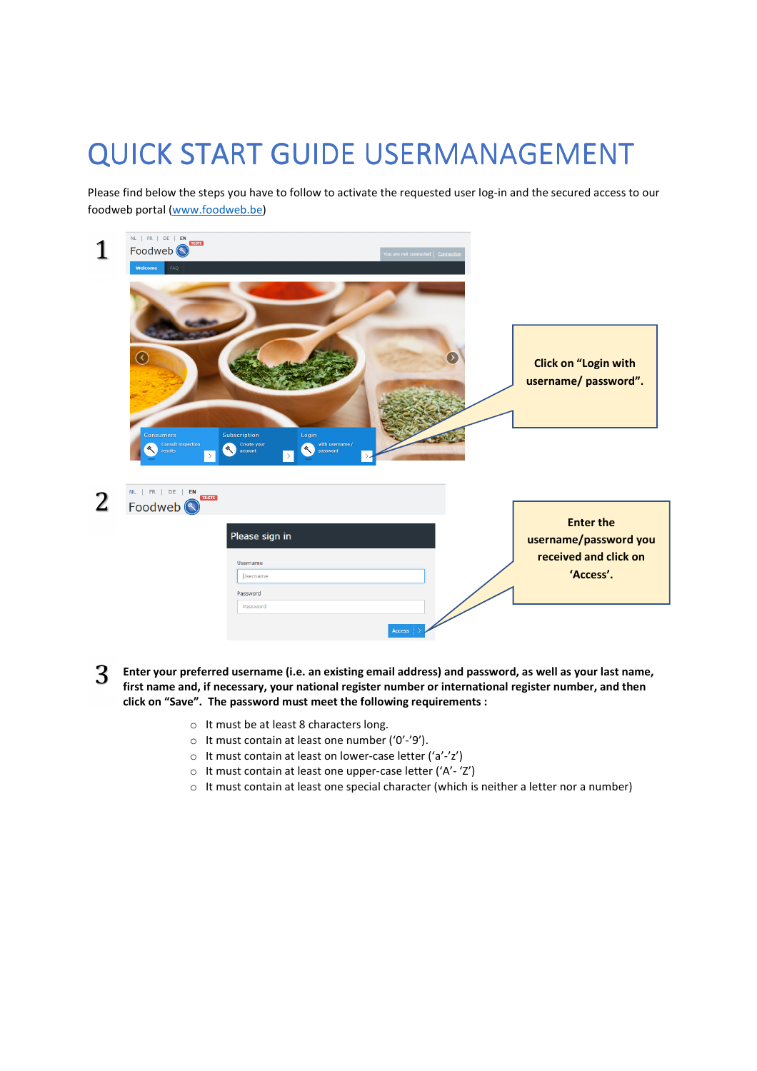# QUICK START GUIDE USERMANAGEMENT

Please find below the steps you have to follow to activate the requested user log-in and the secured access to our foodweb portal (www.foodweb.be)

1

Click on "Login with username/ password".

2

Enter the username/password you received and click on 'Access'.

3 **Enter your preferred username (i.e. an existing email address) and password, as well as your last name, first name and, if necessary, your national register number or international register number, and then click on "Save". The password must meet the following requirements :**

- It must be at least 8 characters long.
- It must contain at least one number ('0'-'9').
- It must contain at least on lower-case letter ('a'-'z')
- It must contain at least one upper-case letter ('A'- 'Z')
- It must contain at least one special character (which is neither a letter nor a number)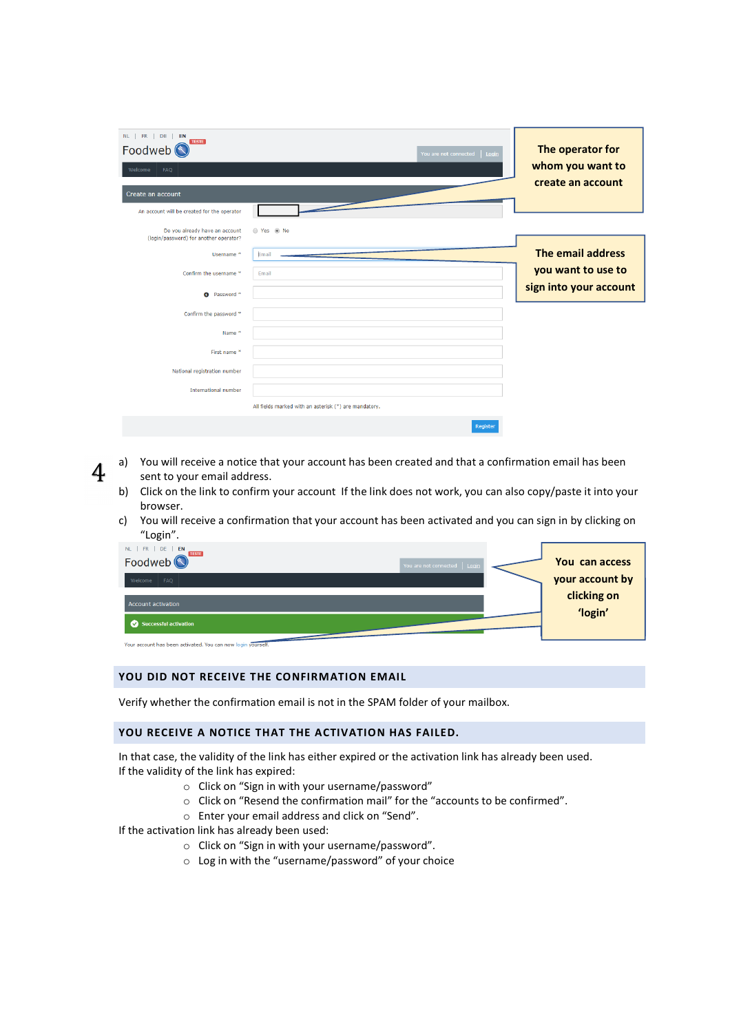The operator for whom you want to create an account

The email address you want to use to sign into your account

4

a) You will receive a notice that your account has been created and that a confirmation email has been sent to your email address.
b) Click on the link to confirm your account If the link does not work, you can also copy/paste it into your browser.
c) You will receive a confirmation that your account has been activated and you can sign in by clicking on "Login".

You can access your account by clicking on 'login'

## YOU DID NOT RECEIVE THE CONFIRMATION EMAIL

Verify whether the confirmation email is not in the SPAM folder of your mailbox.

## YOU RECEIVE A NOTICE THAT THE ACTIVATION HAS FAILED.

In that case, the validity of the link has either expired or the activation link has already been used.
If the validity of the link has expired:

- Click on "Sign in with your username/password"
- Click on "Resend the confirmation mail" for the "accounts to be confirmed".
- Enter your email address and click on "Send".

If the activation link has already been used:

- Click on "Sign in with your username/password".
- Log in with the "username/password" of your choice